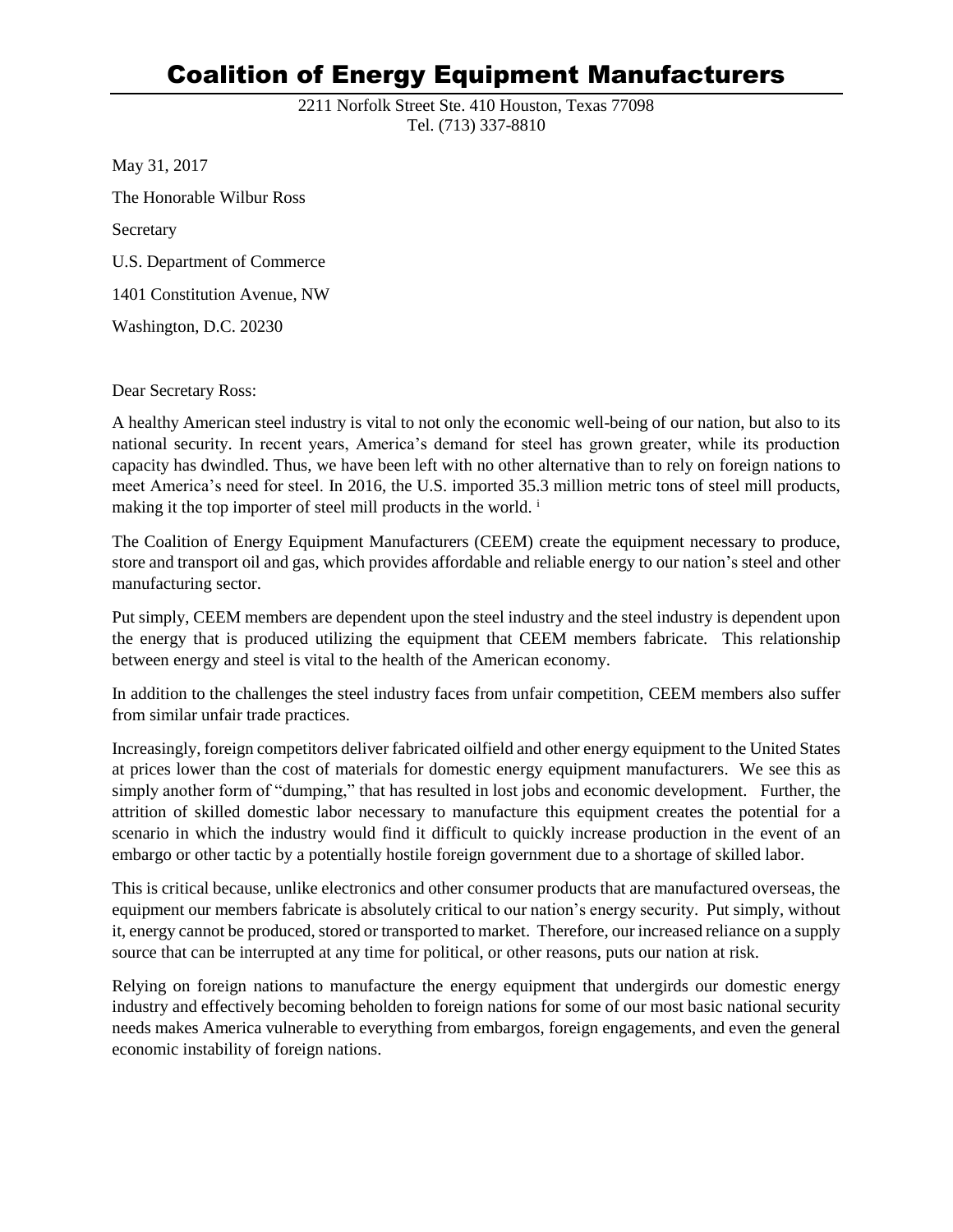# Coalition of Energy Equipment Manufacturers

2211 Norfolk Street Ste. 410 Houston, Texas 77098
Tel. (713) 337-8810

May 31, 2017

The Honorable Wilbur Ross

Secretary

U.S. Department of Commerce

1401 Constitution Avenue, NW

Washington, D.C. 20230

Dear Secretary Ross:

A healthy American steel industry is vital to not only the economic well-being of our nation, but also to its national security. In recent years, America's demand for steel has grown greater, while its production capacity has dwindled. Thus, we have been left with no other alternative than to rely on foreign nations to meet America's need for steel. In 2016, the U.S. imported 35.3 million metric tons of steel mill products, making it the top importer of steel mill products in the world. [i]

The Coalition of Energy Equipment Manufacturers (CEEM) create the equipment necessary to produce, store and transport oil and gas, which provides affordable and reliable energy to our nation's steel and other manufacturing sector.

Put simply, CEEM members are dependent upon the steel industry and the steel industry is dependent upon the energy that is produced utilizing the equipment that CEEM members fabricate. This relationship between energy and steel is vital to the health of the American economy.

In addition to the challenges the steel industry faces from unfair competition, CEEM members also suffer from similar unfair trade practices.

Increasingly, foreign competitors deliver fabricated oilfield and other energy equipment to the United States at prices lower than the cost of materials for domestic energy equipment manufacturers. We see this as simply another form of "dumping," that has resulted in lost jobs and economic development. Further, the attrition of skilled domestic labor necessary to manufacture this equipment creates the potential for a scenario in which the industry would find it difficult to quickly increase production in the event of an embargo or other tactic by a potentially hostile foreign government due to a shortage of skilled labor.

This is critical because, unlike electronics and other consumer products that are manufactured overseas, the equipment our members fabricate is absolutely critical to our nation's energy security. Put simply, without it, energy cannot be produced, stored or transported to market. Therefore, our increased reliance on a supply source that can be interrupted at any time for political, or other reasons, puts our nation at risk.

Relying on foreign nations to manufacture the energy equipment that undergirds our domestic energy industry and effectively becoming beholden to foreign nations for some of our most basic national security needs makes America vulnerable to everything from embargos, foreign engagements, and even the general economic instability of foreign nations.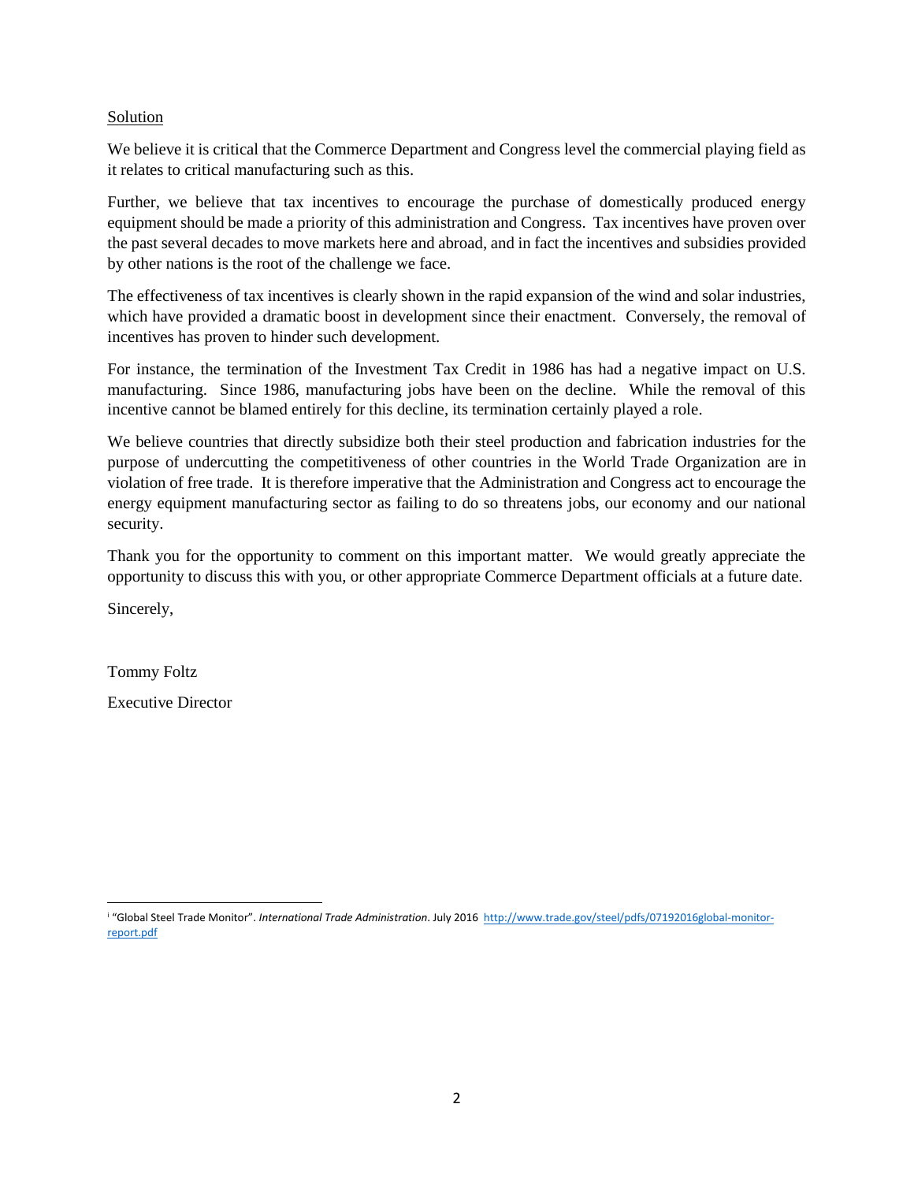Solution

We believe it is critical that the Commerce Department and Congress level the commercial playing field as it relates to critical manufacturing such as this.

Further, we believe that tax incentives to encourage the purchase of domestically produced energy equipment should be made a priority of this administration and Congress. Tax incentives have proven over the past several decades to move markets here and abroad, and in fact the incentives and subsidies provided by other nations is the root of the challenge we face.

The effectiveness of tax incentives is clearly shown in the rapid expansion of the wind and solar industries, which have provided a dramatic boost in development since their enactment. Conversely, the removal of incentives has proven to hinder such development.

For instance, the termination of the Investment Tax Credit in 1986 has had a negative impact on U.S. manufacturing. Since 1986, manufacturing jobs have been on the decline. While the removal of this incentive cannot be blamed entirely for this decline, its termination certainly played a role.

We believe countries that directly subsidize both their steel production and fabrication industries for the purpose of undercutting the competitiveness of other countries in the World Trade Organization are in violation of free trade. It is therefore imperative that the Administration and Congress act to encourage the energy equipment manufacturing sector as failing to do so threatens jobs, our economy and our national security.

Thank you for the opportunity to comment on this important matter. We would greatly appreciate the opportunity to discuss this with you, or other appropriate Commerce Department officials at a future date.

Sincerely,

Tommy Foltz

Executive Director

---

[i] "Global Steel Trade Monitor". *International Trade Administration*. July 2016 http://www.trade.gov/steel/pdfs/07192016global-monitor-report.pdf